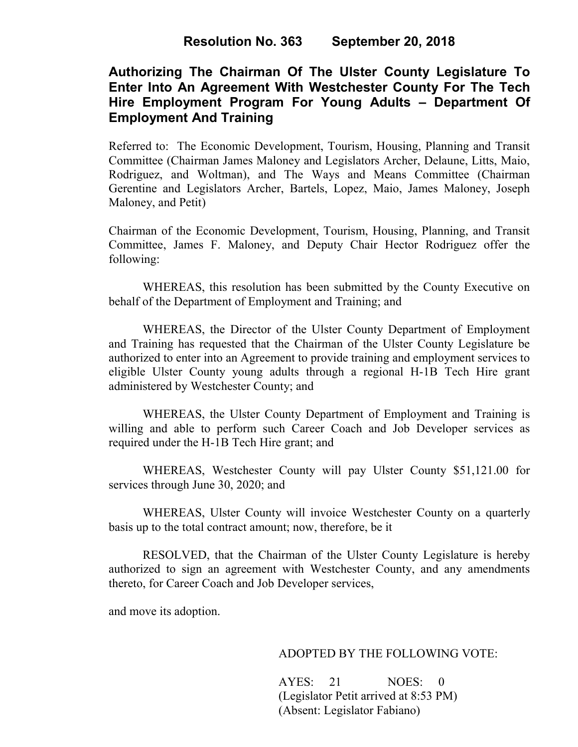**Resolution No. 363 September 20, 2018**

# Authorizing The Chairman Of The Ulster County Legislature To Enter Into An Agreement With Westchester County For The Tech Hire Employment Program For Young Adults – Department Of Employment And Training

Referred to: The Economic Development, Tourism, Housing, Planning and Transit Committee (Chairman James Maloney and Legislators Archer, Delaune, Litts, Maio, Rodriguez, and Woltman), and The Ways and Means Committee (Chairman Gerentine and Legislators Archer, Bartels, Lopez, Maio, James Maloney, Joseph Maloney, and Petit)

Chairman of the Economic Development, Tourism, Housing, Planning, and Transit Committee, James F. Maloney, and Deputy Chair Hector Rodriguez offer the following:

WHEREAS, this resolution has been submitted by the County Executive on behalf of the Department of Employment and Training; and

WHEREAS, the Director of the Ulster County Department of Employment and Training has requested that the Chairman of the Ulster County Legislature be authorized to enter into an Agreement to provide training and employment services to eligible Ulster County young adults through a regional H-1B Tech Hire grant administered by Westchester County; and

WHEREAS, the Ulster County Department of Employment and Training is willing and able to perform such Career Coach and Job Developer services as required under the H-1B Tech Hire grant; and

WHEREAS, Westchester County will pay Ulster County $51,121.00 for services through June 30, 2020; and

WHEREAS, Ulster County will invoice Westchester County on a quarterly basis up to the total contract amount; now, therefore, be it

RESOLVED, that the Chairman of the Ulster County Legislature is hereby authorized to sign an agreement with Westchester County, and any amendments thereto, for Career Coach and Job Developer services,

and move its adoption.

ADOPTED BY THE FOLLOWING VOTE:

AYES: 21 NOES: 0
(Legislator Petit arrived at 8:53 PM)
(Absent: Legislator Fabiano)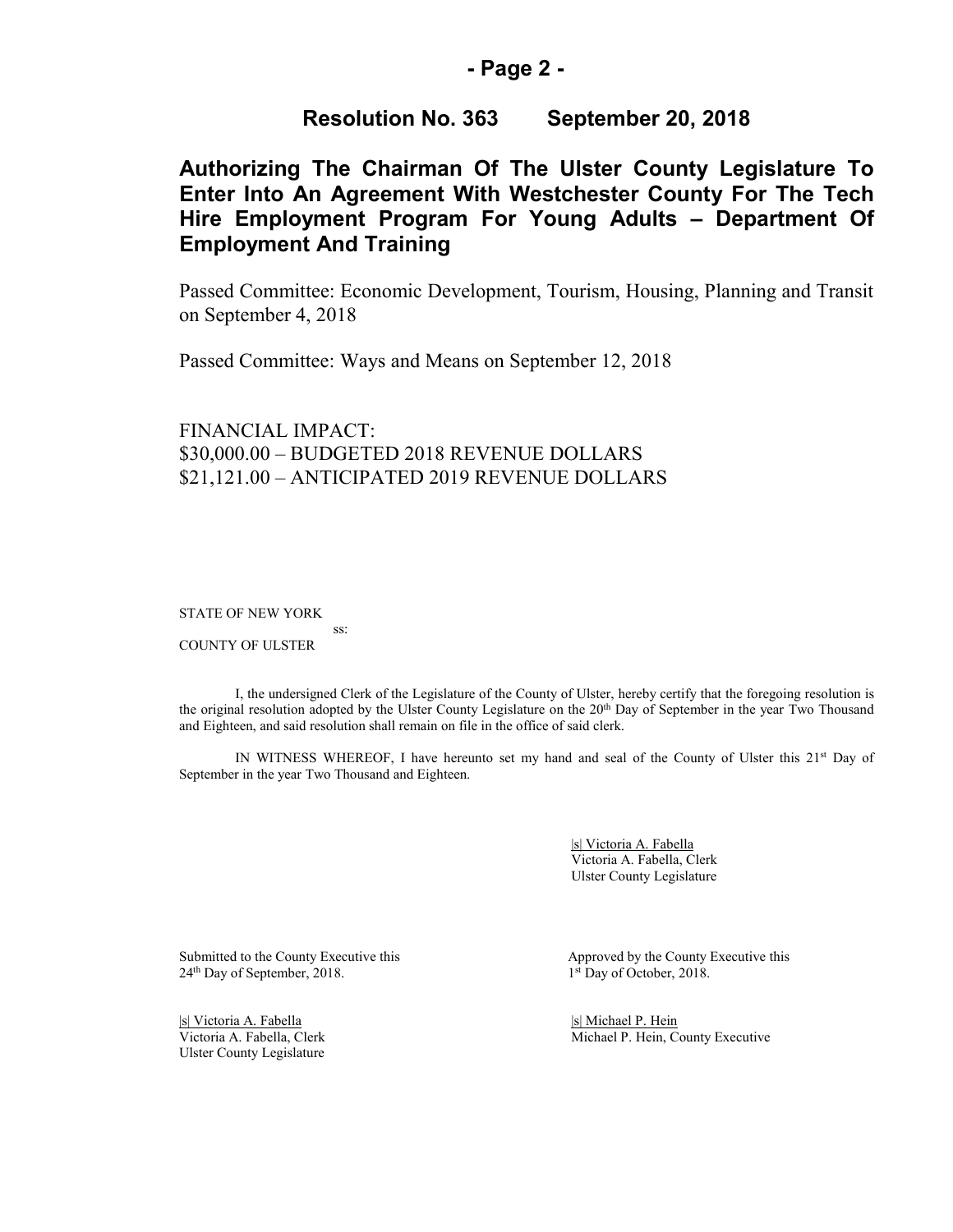## Resolution No. 363 September 20, 2018

## Authorizing The Chairman Of The Ulster County Legislature To Enter Into An Agreement With Westchester County For The Tech Hire Employment Program For Young Adults – Department Of Employment And Training

Passed Committee: Economic Development, Tourism, Housing, Planning and Transit on September 4, 2018

Passed Committee: Ways and Means on September 12, 2018

FINANCIAL IMPACT:
$30,000.00 – BUDGETED 2018 REVENUE DOLLARS
$21,121.00 – ANTICIPATED 2019 REVENUE DOLLARS

STATE OF NEW YORK
ss:
COUNTY OF ULSTER

I, the undersigned Clerk of the Legislature of the County of Ulster, hereby certify that the foregoing resolution is the original resolution adopted by the Ulster County Legislature on the 20th Day of September in the year Two Thousand and Eighteen, and said resolution shall remain on file in the office of said clerk.

IN WITNESS WHEREOF, I have hereunto set my hand and seal of the County of Ulster this 21st Day of September in the year Two Thousand and Eighteen.

|s| Victoria A. Fabella
Victoria A. Fabella, Clerk
Ulster County Legislature

Submitted to the County Executive this 24th Day of September, 2018.

|s| Victoria A. Fabella
Victoria A. Fabella, Clerk
Ulster County Legislature

Approved by the County Executive this 1st Day of October, 2018.

|s| Michael P. Hein
Michael P. Hein, County Executive